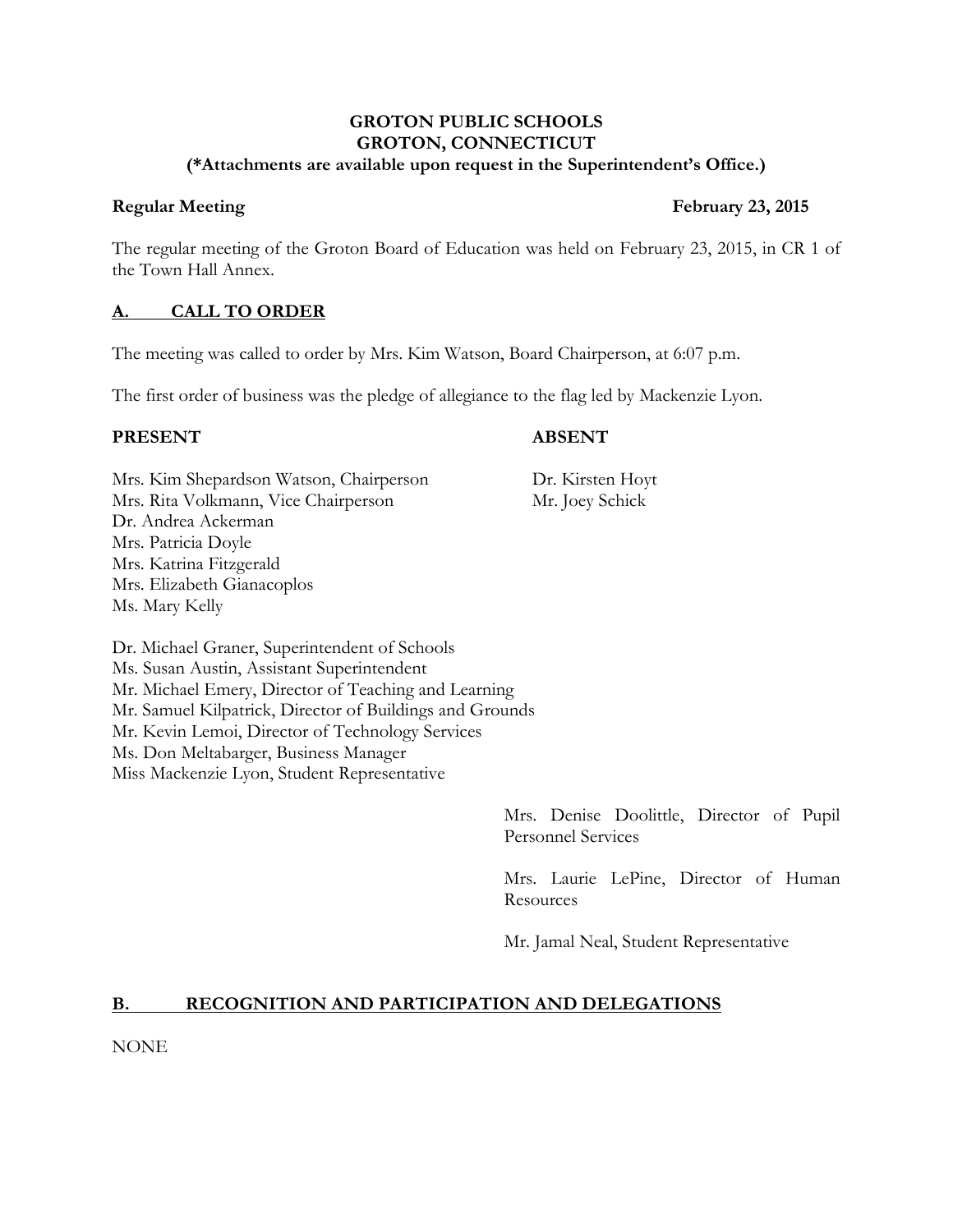**GROTON PUBLIC SCHOOLS**
**GROTON, CONNECTICUT**
**(*Attachments are available upon request in the Superintendent's Office.)**

**Regular Meeting** **February 23, 2015**

The regular meeting of the Groton Board of Education was held on February 23, 2015, in CR 1 of the Town Hall Annex.

## A. CALL TO ORDER

The meeting was called to order by Mrs. Kim Watson, Board Chairperson, at 6:07 p.m.

The first order of business was the pledge of allegiance to the flag led by Mackenzie Lyon.

**PRESENT**

Mrs. Kim Shepardson Watson, Chairperson
Mrs. Rita Volkmann, Vice Chairperson
Dr. Andrea Ackerman
Mrs. Patricia Doyle
Mrs. Katrina Fitzgerald
Mrs. Elizabeth Gianacoplos
Ms. Mary Kelly

Dr. Michael Graner, Superintendent of Schools
Ms. Susan Austin, Assistant Superintendent
Mr. Michael Emery, Director of Teaching and Learning
Mr. Samuel Kilpatrick, Director of Buildings and Grounds
Mr. Kevin Lemoi, Director of Technology Services
Ms. Don Meltabarger, Business Manager
Miss Mackenzie Lyon, Student Representative

**ABSENT**

Dr. Kirsten Hoyt
Mr. Joey Schick

Mrs. Denise Doolittle, Director of Pupil Personnel Services

Mrs. Laurie LePine, Director of Human Resources

Mr. Jamal Neal, Student Representative

## B. RECOGNITION AND PARTICIPATION AND DELEGATIONS

NONE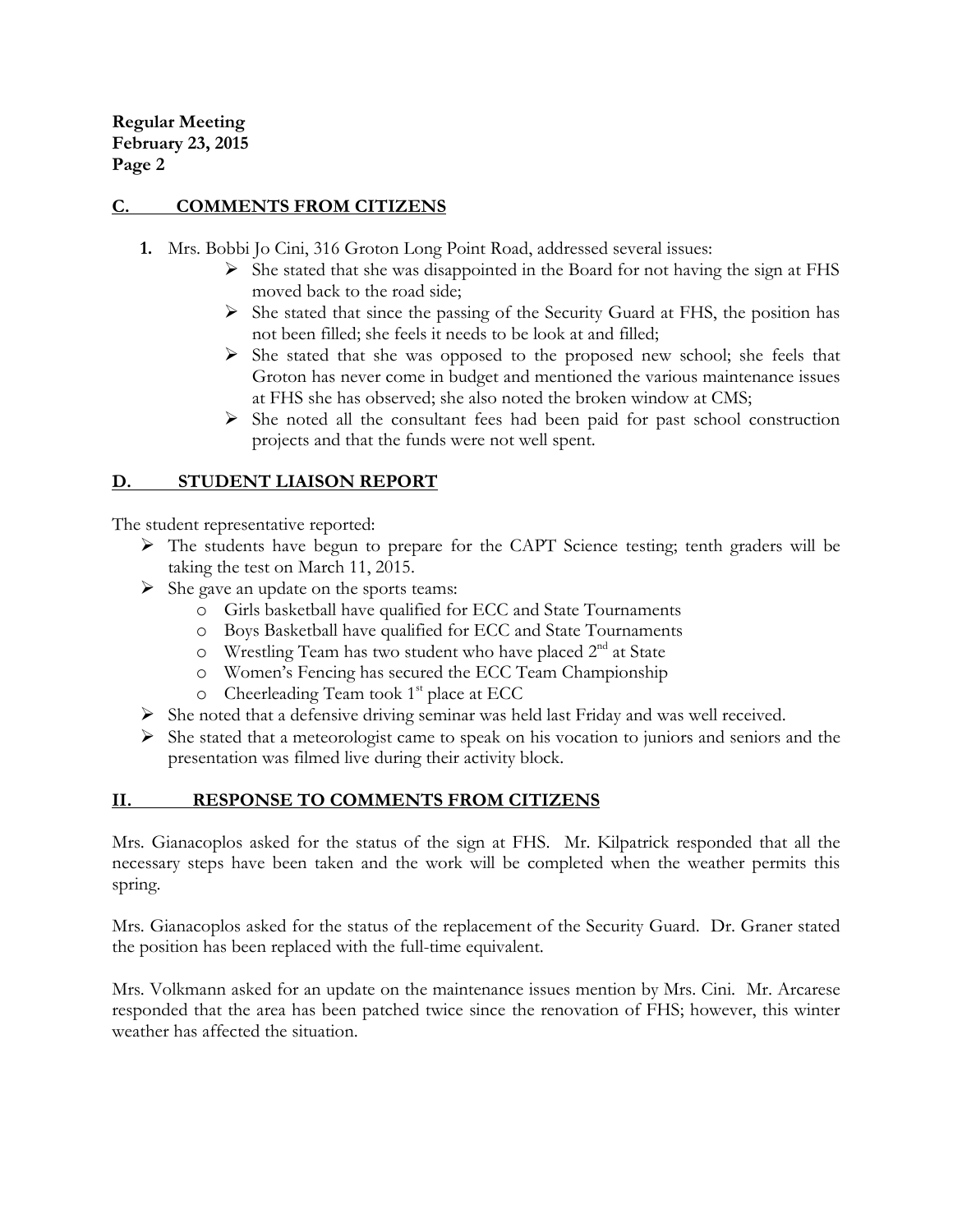**Regular Meeting**
**February 23, 2015**

## C. COMMENTS FROM CITIZENS

1. Mrs. Bobbi Jo Cini, 316 Groton Long Point Road, addressed several issues:
   - She stated that she was disappointed in the Board for not having the sign at FHS moved back to the road side;
   - She stated that since the passing of the Security Guard at FHS, the position has not been filled; she feels it needs to be look at and filled;
   - She stated that she was opposed to the proposed new school; she feels that Groton has never come in budget and mentioned the various maintenance issues at FHS she has observed; she also noted the broken window at CMS;
   - She noted all the consultant fees had been paid for past school construction projects and that the funds were not well spent.

## D. STUDENT LIAISON REPORT

The student representative reported:

- The students have begun to prepare for the CAPT Science testing; tenth graders will be taking the test on March 11, 2015.
- She gave an update on the sports teams:
  - Girls basketball have qualified for ECC and State Tournaments
  - Boys Basketball have qualified for ECC and State Tournaments
  - Wrestling Team has two student who have placed 2nd at State
  - Women's Fencing has secured the ECC Team Championship
  - Cheerleading Team took 1st place at ECC
- She noted that a defensive driving seminar was held last Friday and was well received.
- She stated that a meteorologist came to speak on his vocation to juniors and seniors and the presentation was filmed live during their activity block.

## II. RESPONSE TO COMMENTS FROM CITIZENS

Mrs. Gianacoplos asked for the status of the sign at FHS. Mr. Kilpatrick responded that all the necessary steps have been taken and the work will be completed when the weather permits this spring.

Mrs. Gianacoplos asked for the status of the replacement of the Security Guard. Dr. Graner stated the position has been replaced with the full-time equivalent.

Mrs. Volkmann asked for an update on the maintenance issues mention by Mrs. Cini. Mr. Arcarese responded that the area has been patched twice since the renovation of FHS; however, this winter weather has affected the situation.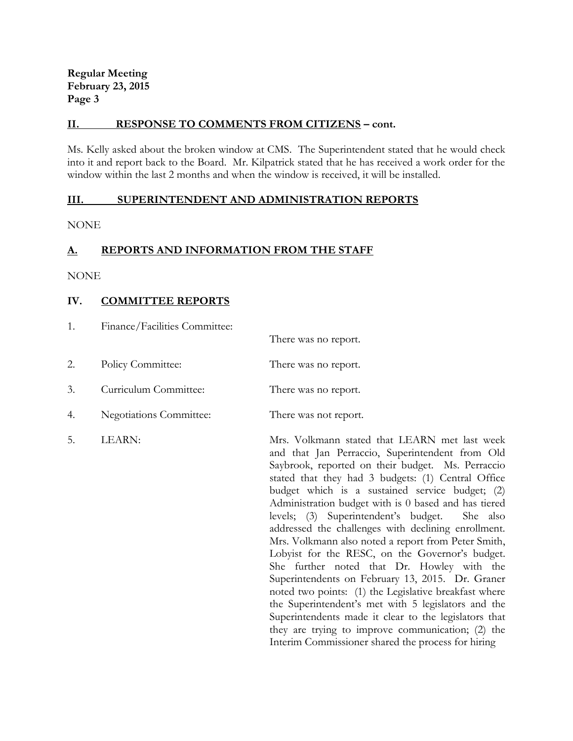**Regular Meeting**
**February 23, 2015**

## II. RESPONSE TO COMMENTS FROM CITIZENS – cont.

Ms. Kelly asked about the broken window at CMS. The Superintendent stated that he would check into it and report back to the Board. Mr. Kilpatrick stated that he has received a work order for the window within the last 2 months and when the window is received, it will be installed.

## III. SUPERINTENDENT AND ADMINISTRATION REPORTS

NONE

## A. REPORTS AND INFORMATION FROM THE STAFF

NONE

## IV. COMMITTEE REPORTS

1. Finance/Facilities Committee: There was no report.

2. Policy Committee: There was no report.

3. Curriculum Committee: There was no report.

4. Negotiations Committee: There was not report.

5. LEARN: Mrs. Volkmann stated that LEARN met last week and that Jan Perraccio, Superintendent from Old Saybrook, reported on their budget. Ms. Perraccio stated that they had 3 budgets: (1) Central Office budget which is a sustained service budget; (2) Administration budget with is 0 based and has tiered levels; (3) Superintendent's budget. She also addressed the challenges with declining enrollment. Mrs. Volkmann also noted a report from Peter Smith, Lobyist for the RESC, on the Governor's budget. She further noted that Dr. Howley with the Superintendents on February 13, 2015. Dr. Graner noted two points: (1) the Legislative breakfast where the Superintendent's met with 5 legislators and the Superintendents made it clear to the legislators that they are trying to improve communication; (2) the Interim Commissioner shared the process for hiring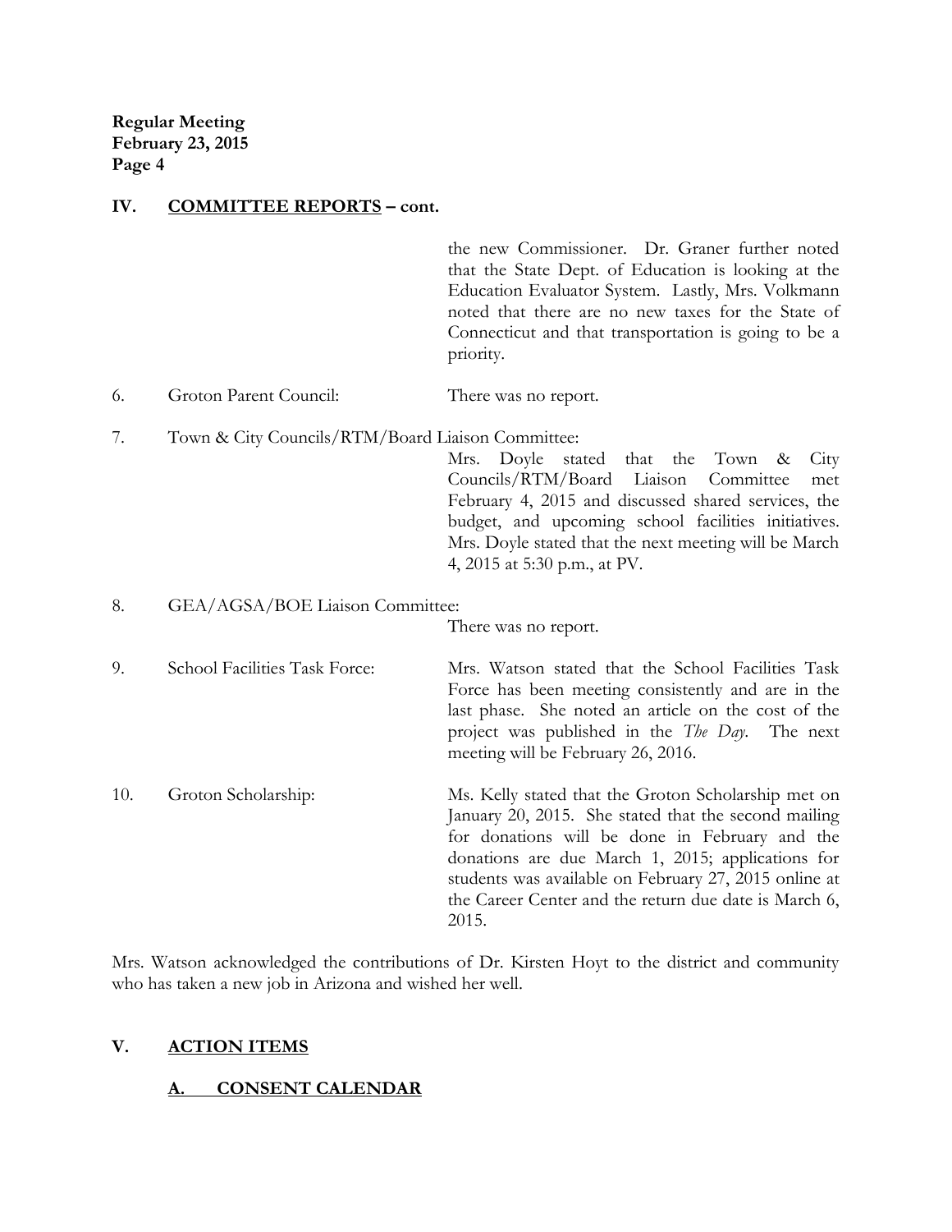## IV. COMMITTEE REPORTS – cont.

the new Commissioner. Dr. Graner further noted that the State Dept. of Education is looking at the Education Evaluator System. Lastly, Mrs. Volkmann noted that there are no new taxes for the State of Connecticut and that transportation is going to be a priority.

6. Groton Parent Council: There was no report.

7. Town & City Councils/RTM/Board Liaison Committee: Mrs. Doyle stated that the Town & City Councils/RTM/Board Liaison Committee met February 4, 2015 and discussed shared services, the budget, and upcoming school facilities initiatives. Mrs. Doyle stated that the next meeting will be March 4, 2015 at 5:30 p.m., at PV.

8. GEA/AGSA/BOE Liaison Committee: There was no report.

9. School Facilities Task Force: Mrs. Watson stated that the School Facilities Task Force has been meeting consistently and are in the last phase. She noted an article on the cost of the project was published in the *The Day*. The next meeting will be February 26, 2016.

10. Groton Scholarship: Ms. Kelly stated that the Groton Scholarship met on January 20, 2015. She stated that the second mailing for donations will be done in February and the donations are due March 1, 2015; applications for students was available on February 27, 2015 online at the Career Center and the return due date is March 6, 2015.

Mrs. Watson acknowledged the contributions of Dr. Kirsten Hoyt to the district and community who has taken a new job in Arizona and wished her well.

## V. ACTION ITEMS

### A. CONSENT CALENDAR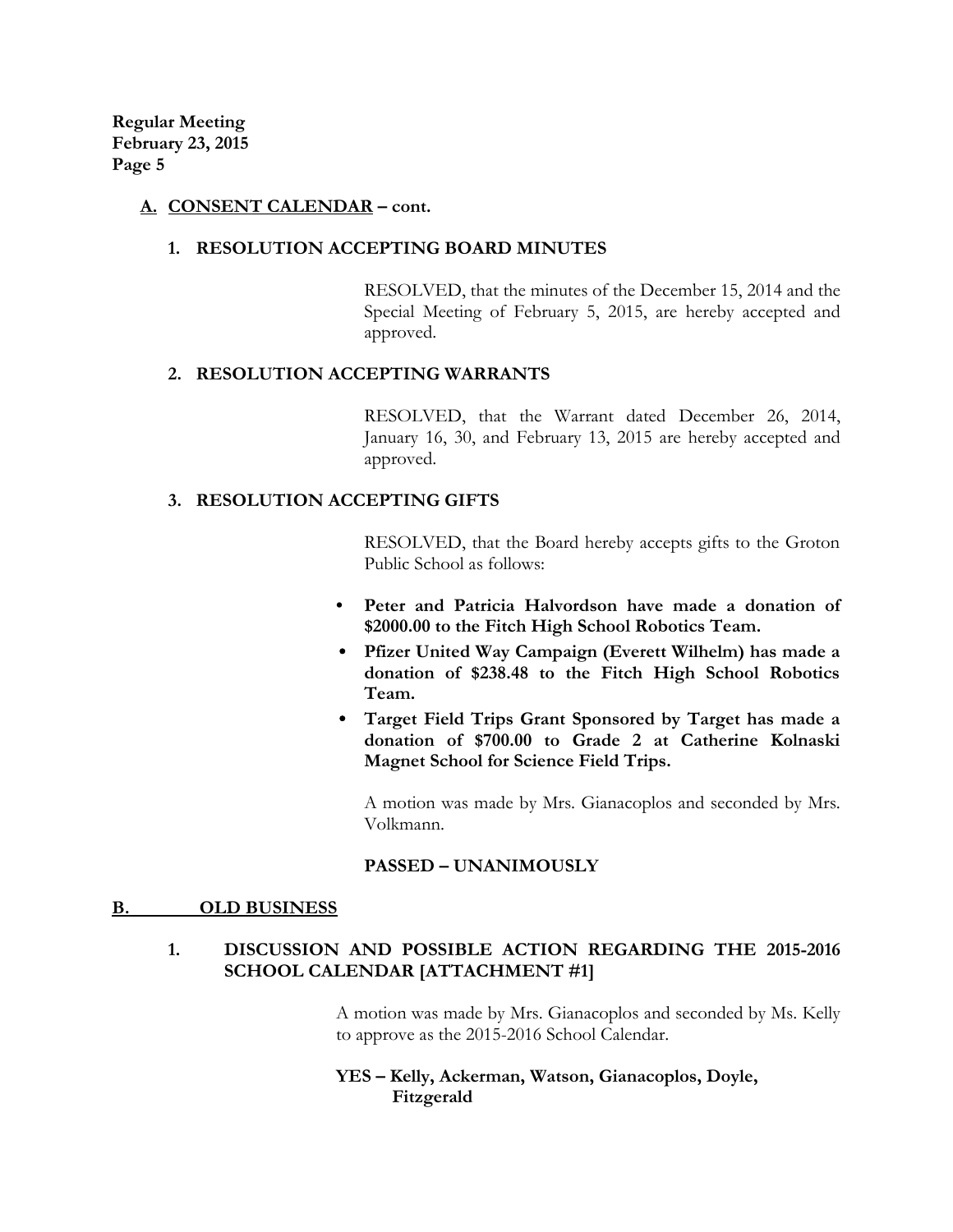**Regular Meeting**
**February 23, 2015**
**Page 5**

## A. CONSENT CALENDAR – cont.

### 1. RESOLUTION ACCEPTING BOARD MINUTES

RESOLVED, that the minutes of the December 15, 2014 and the Special Meeting of February 5, 2015, are hereby accepted and approved.

### 2. RESOLUTION ACCEPTING WARRANTS

RESOLVED, that the Warrant dated December 26, 2014, January 16, 30, and February 13, 2015 are hereby accepted and approved.

### 3. RESOLUTION ACCEPTING GIFTS

RESOLVED, that the Board hereby accepts gifts to the Groton Public School as follows:

- **Peter and Patricia Halvordson have made a donation of $2000.00 to the Fitch High School Robotics Team.**
- **Pfizer United Way Campaign (Everett Wilhelm) has made a donation of $238.48 to the Fitch High School Robotics Team.**
- **Target Field Trips Grant Sponsored by Target has made a donation of $700.00 to Grade 2 at Catherine Kolnaski Magnet School for Science Field Trips.**

A motion was made by Mrs. Gianacoplos and seconded by Mrs. Volkmann.

**PASSED – UNANIMOUSLY**

## B. OLD BUSINESS

### 1. DISCUSSION AND POSSIBLE ACTION REGARDING THE 2015-2016 SCHOOL CALENDAR [ATTACHMENT #1]

A motion was made by Mrs. Gianacoplos and seconded by Ms. Kelly to approve as the 2015-2016 School Calendar.

**YES – Kelly, Ackerman, Watson, Gianacoplos, Doyle, Fitzgerald**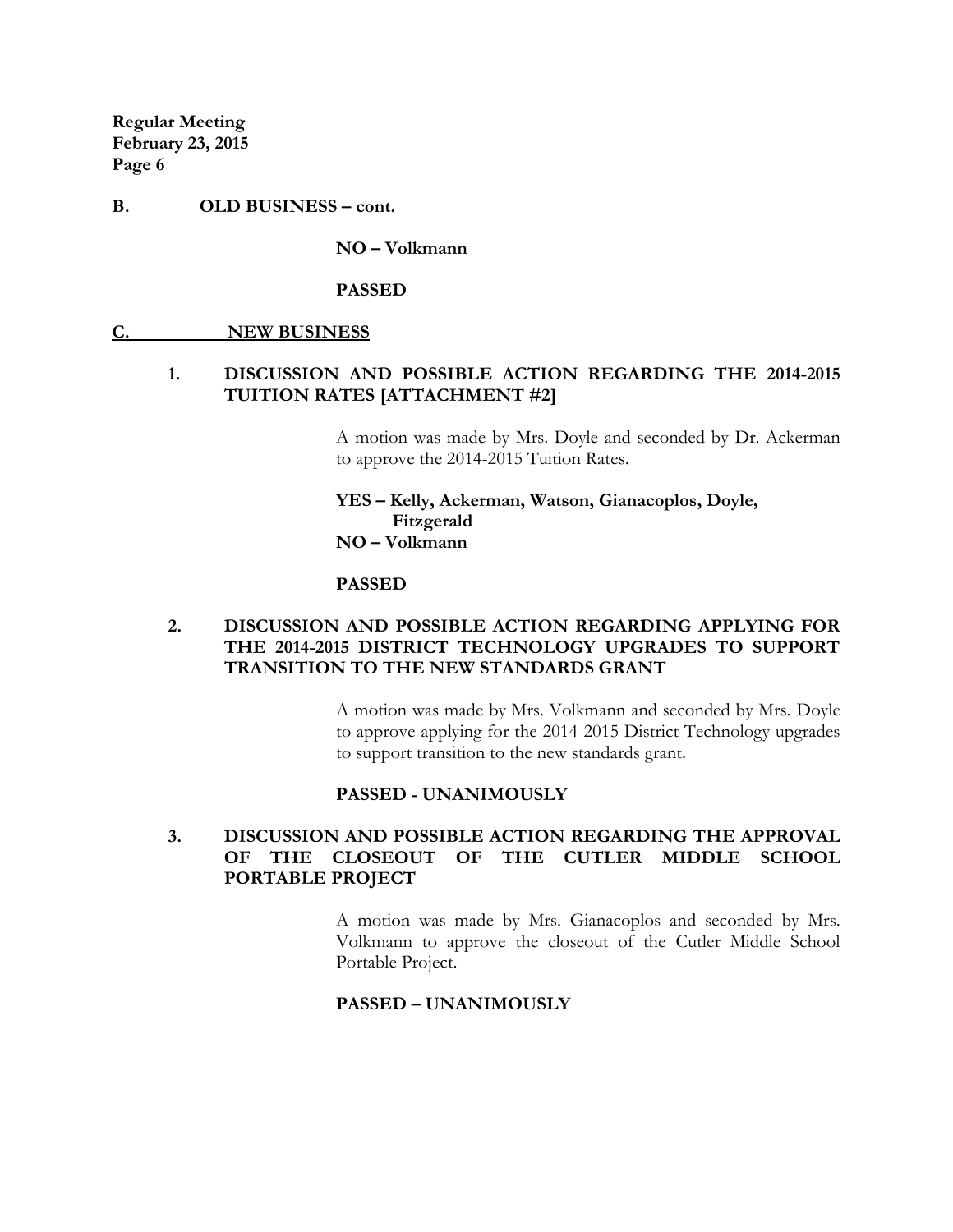**B. OLD BUSINESS – cont.**

**NO – Volkmann**

**PASSED**

**C. NEW BUSINESS**

**1. DISCUSSION AND POSSIBLE ACTION REGARDING THE 2014-2015 TUITION RATES [ATTACHMENT #2]**

A motion was made by Mrs. Doyle and seconded by Dr. Ackerman to approve the 2014-2015 Tuition Rates.

**YES – Kelly, Ackerman, Watson, Gianacoplos, Doyle, Fitzgerald**
**NO – Volkmann**

**PASSED**

**2. DISCUSSION AND POSSIBLE ACTION REGARDING APPLYING FOR THE 2014-2015 DISTRICT TECHNOLOGY UPGRADES TO SUPPORT TRANSITION TO THE NEW STANDARDS GRANT**

A motion was made by Mrs. Volkmann and seconded by Mrs. Doyle to approve applying for the 2014-2015 District Technology upgrades to support transition to the new standards grant.

**PASSED - UNANIMOUSLY**

**3. DISCUSSION AND POSSIBLE ACTION REGARDING THE APPROVAL OF THE CLOSEOUT OF THE CUTLER MIDDLE SCHOOL PORTABLE PROJECT**

A motion was made by Mrs. Gianacoplos and seconded by Mrs. Volkmann to approve the closeout of the Cutler Middle School Portable Project.

**PASSED – UNANIMOUSLY**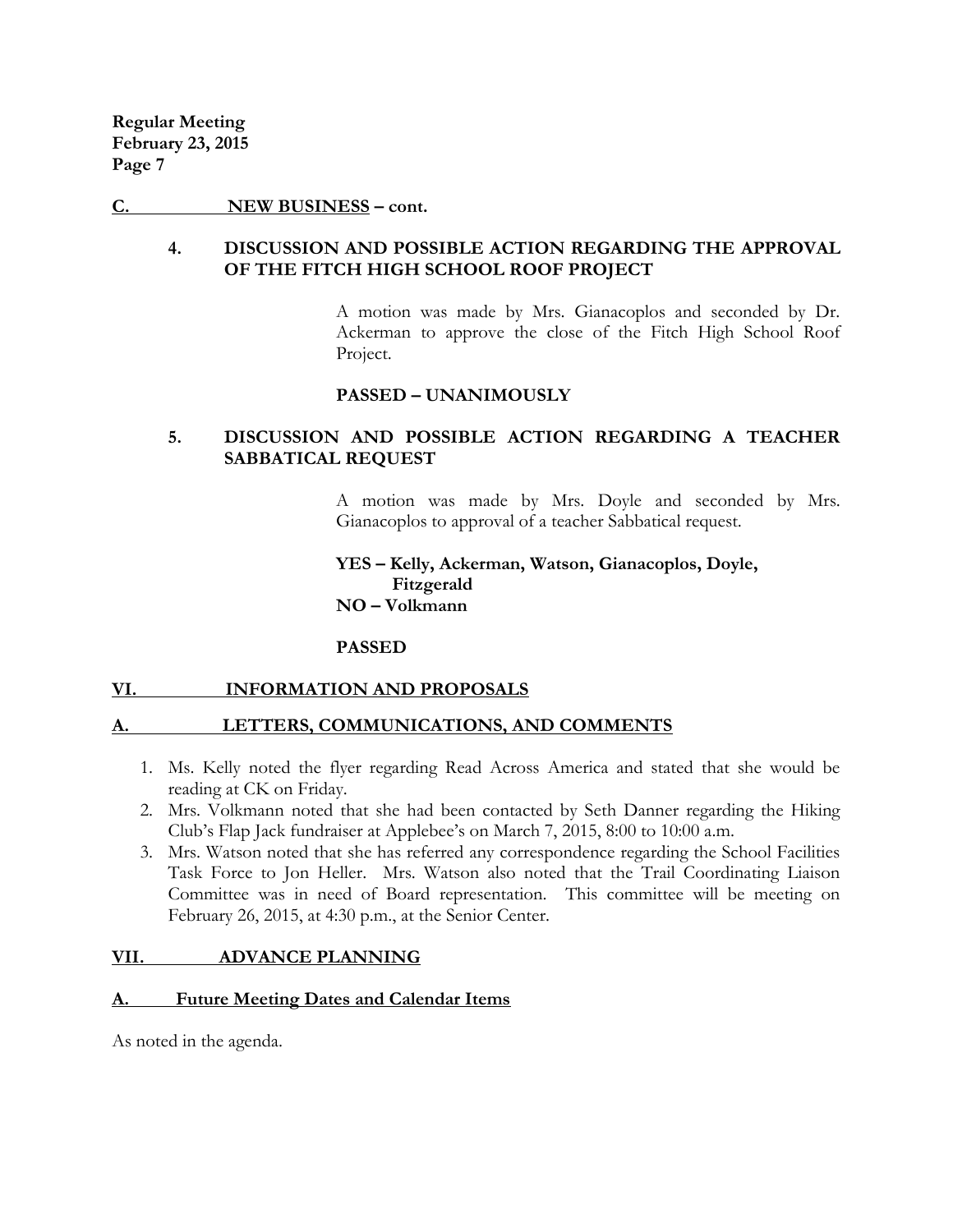**C. NEW BUSINESS – cont.**

**4. DISCUSSION AND POSSIBLE ACTION REGARDING THE APPROVAL OF THE FITCH HIGH SCHOOL ROOF PROJECT**

A motion was made by Mrs. Gianacoplos and seconded by Dr. Ackerman to approve the close of the Fitch High School Roof Project.

**PASSED – UNANIMOUSLY**

**5. DISCUSSION AND POSSIBLE ACTION REGARDING A TEACHER SABBATICAL REQUEST**

A motion was made by Mrs. Doyle and seconded by Mrs. Gianacoplos to approval of a teacher Sabbatical request.

**YES – Kelly, Ackerman, Watson, Gianacoplos, Doyle, Fitzgerald**
**NO – Volkmann**

**PASSED**

## VI. INFORMATION AND PROPOSALS

### A. LETTERS, COMMUNICATIONS, AND COMMENTS

1. Ms. Kelly noted the flyer regarding Read Across America and stated that she would be reading at CK on Friday.
2. Mrs. Volkmann noted that she had been contacted by Seth Danner regarding the Hiking Club's Flap Jack fundraiser at Applebee's on March 7, 2015, 8:00 to 10:00 a.m.
3. Mrs. Watson noted that she has referred any correspondence regarding the School Facilities Task Force to Jon Heller. Mrs. Watson also noted that the Trail Coordinating Liaison Committee was in need of Board representation. This committee will be meeting on February 26, 2015, at 4:30 p.m., at the Senior Center.

## VII. ADVANCE PLANNING

### A. Future Meeting Dates and Calendar Items

As noted in the agenda.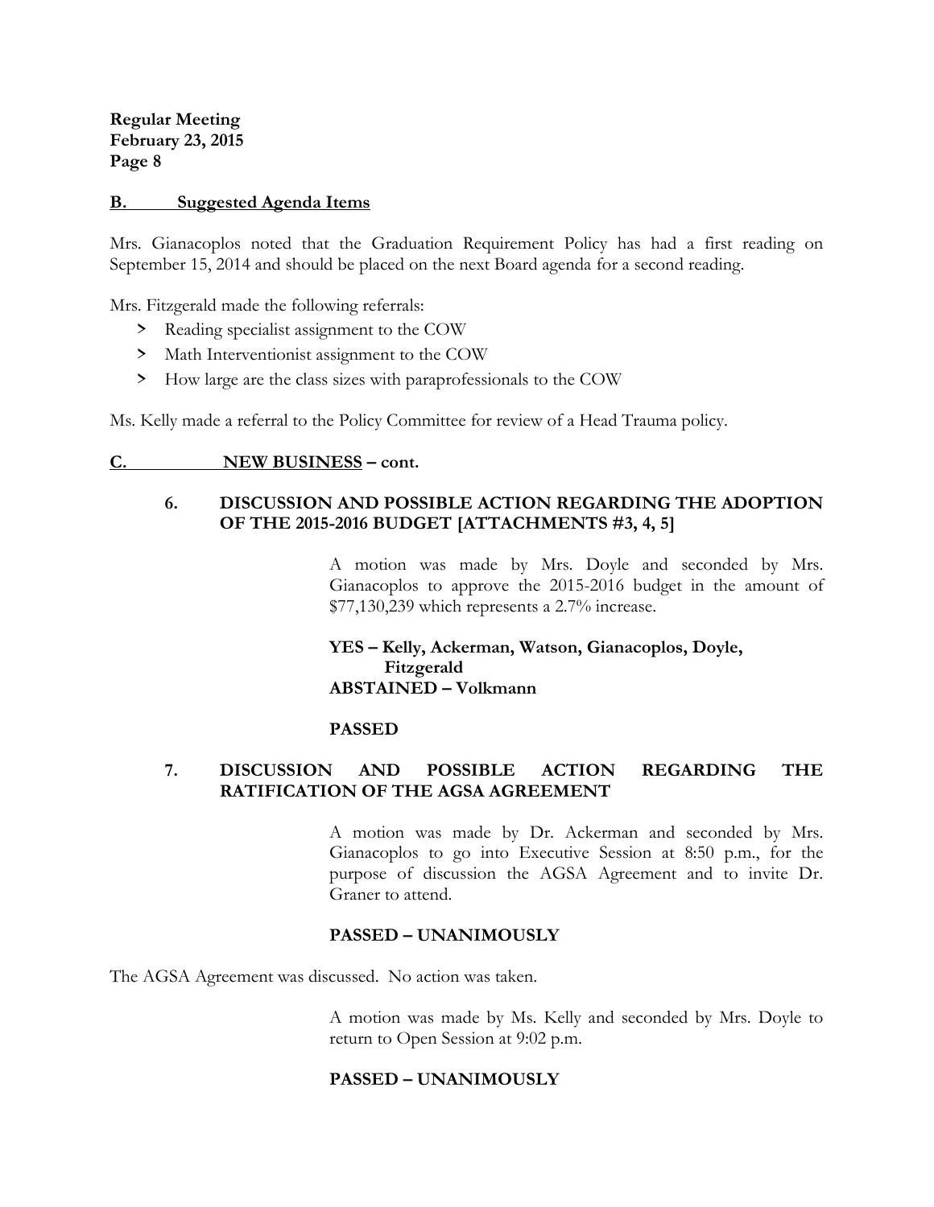## B. Suggested Agenda Items

Mrs. Gianacoplos noted that the Graduation Requirement Policy has had a first reading on September 15, 2014 and should be placed on the next Board agenda for a second reading.

Mrs. Fitzgerald made the following referrals:

- Reading specialist assignment to the COW
- Math Interventionist assignment to the COW
- How large are the class sizes with paraprofessionals to the COW

Ms. Kelly made a referral to the Policy Committee for review of a Head Trauma policy.

## C. NEW BUSINESS – cont.

### 6. DISCUSSION AND POSSIBLE ACTION REGARDING THE ADOPTION OF THE 2015-2016 BUDGET [ATTACHMENTS #3, 4, 5]

A motion was made by Mrs. Doyle and seconded by Mrs. Gianacoplos to approve the 2015-2016 budget in the amount of $77,130,239 which represents a 2.7% increase.

**YES – Kelly, Ackerman, Watson, Gianacoplos, Doyle, Fitzgerald**
**ABSTAINED – Volkmann**

**PASSED**

### 7. DISCUSSION AND POSSIBLE ACTION REGARDING THE RATIFICATION OF THE AGSA AGREEMENT

A motion was made by Dr. Ackerman and seconded by Mrs. Gianacoplos to go into Executive Session at 8:50 p.m., for the purpose of discussion the AGSA Agreement and to invite Dr. Graner to attend.

**PASSED – UNANIMOUSLY**

The AGSA Agreement was discussed. No action was taken.

A motion was made by Ms. Kelly and seconded by Mrs. Doyle to return to Open Session at 9:02 p.m.

**PASSED – UNANIMOUSLY**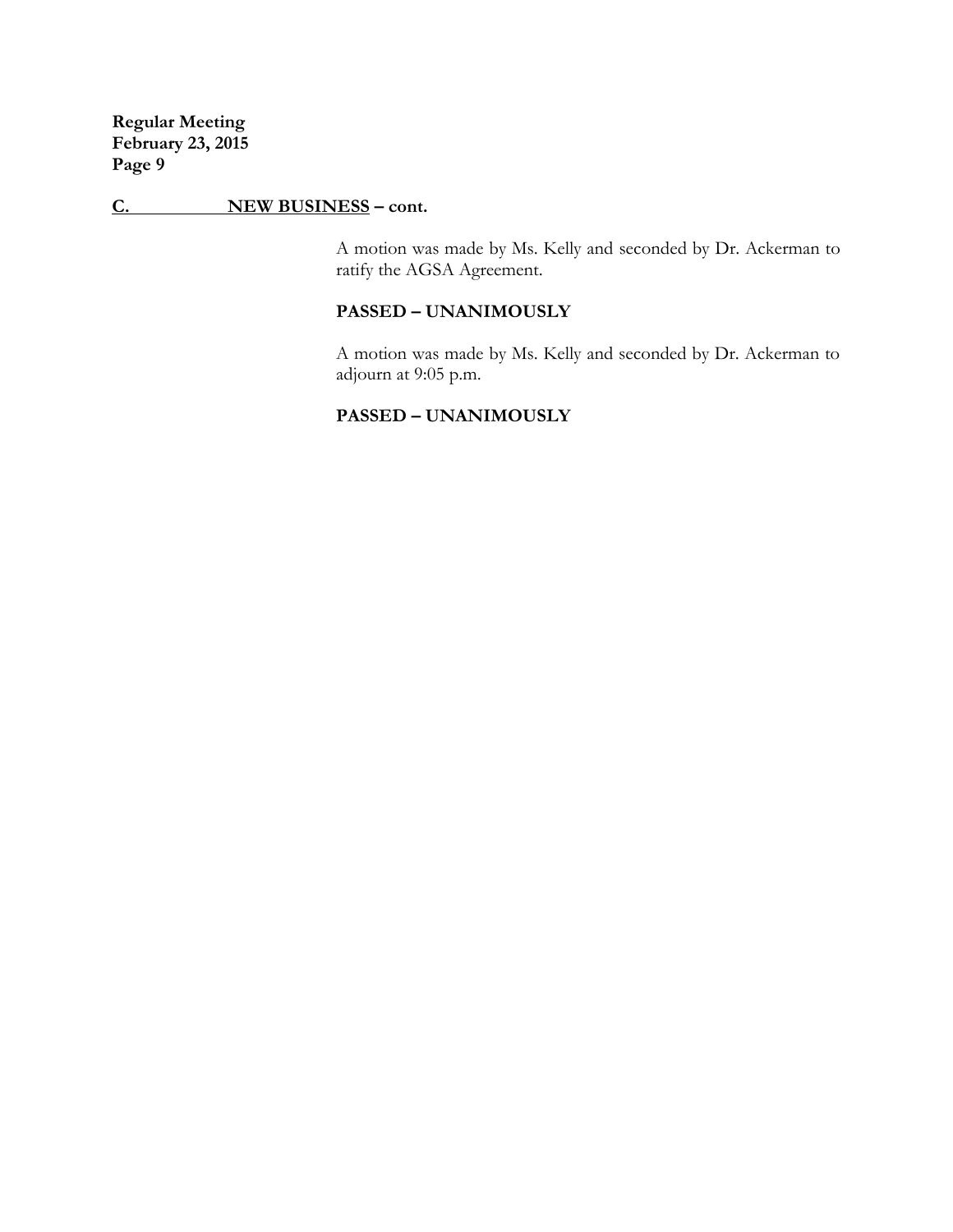**C. NEW BUSINESS – cont.**

A motion was made by Ms. Kelly and seconded by Dr. Ackerman to ratify the AGSA Agreement.

**PASSED – UNANIMOUSLY**

A motion was made by Ms. Kelly and seconded by Dr. Ackerman to adjourn at 9:05 p.m.

**PASSED – UNANIMOUSLY**